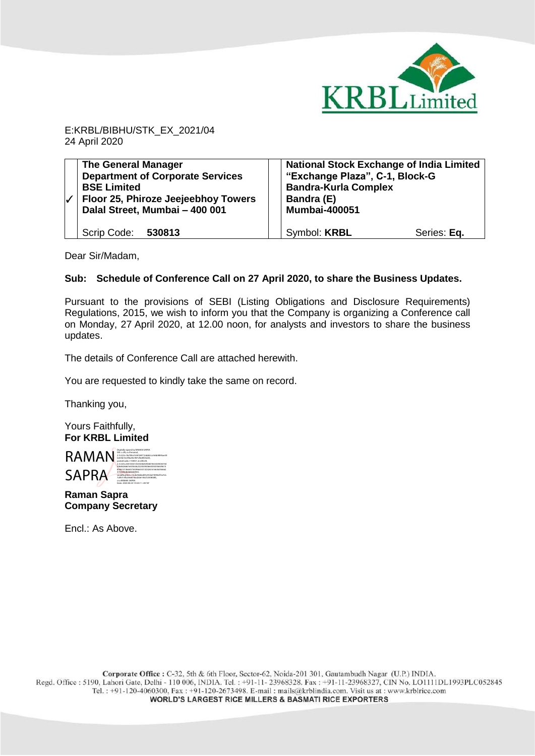E:KRBL/BIBHU/STK_EX_2021/04
24 April 2020

| ✓ | **The General Manager**<br>**Department of Corporate Services**<br>**BSE Limited**<br>**Floor 25, Phiroze Jeejeebhoy Towers**<br>**Dalal Street, Mumbai – 400 001** | | **National Stock Exchange of India Limited**<br>**"Exchange Plaza", C-1, Block-G**<br>**Bandra-Kurla Complex**<br>**Bandra (E)**<br>**Mumbai-400051** | |
|---|---|---|---|---|
| | Scrip Code: **530813** | | Symbol: **KRBL** | Series: **Eq.** |

Dear Sir/Madam,

**Sub: Schedule of Conference Call on 27 April 2020, to share the Business Updates.**

Pursuant to the provisions of SEBI (Listing Obligations and Disclosure Requirements) Regulations, 2015, we wish to inform you that the Company is organizing a Conference call on Monday, 27 April 2020, at 12.00 noon, for analysts and investors to share the business updates.

The details of Conference Call are attached herewith.

You are requested to kindly take the same on record.

Thanking you,

Yours Faithfully,
**For KRBL Limited**

RAMAN SAPRA

**Raman Sapra**
**Company Secretary**

Encl.: As Above.

**Corporate Office :** C-32, 5th & 6th Floor, Sector-62, Noida-201 301, Gautambudh Nagar (U.P.) INDIA.
Regd. Office : 5190, Lahori Gate, Delhi - 110 006, INDIA. Tel. : +91-11- 23968328. Fax : +91-11-23968327, CIN No. LO1111DL1993PLC052845
Tel. : +91-120-4060300, Fax : +91-120-2673498. E-mail : mails@krblindia.com. Visit us at : www.krblrice.com
**WORLD'S LARGEST RICE MILLERS & BASMATI RICE EXPORTERS**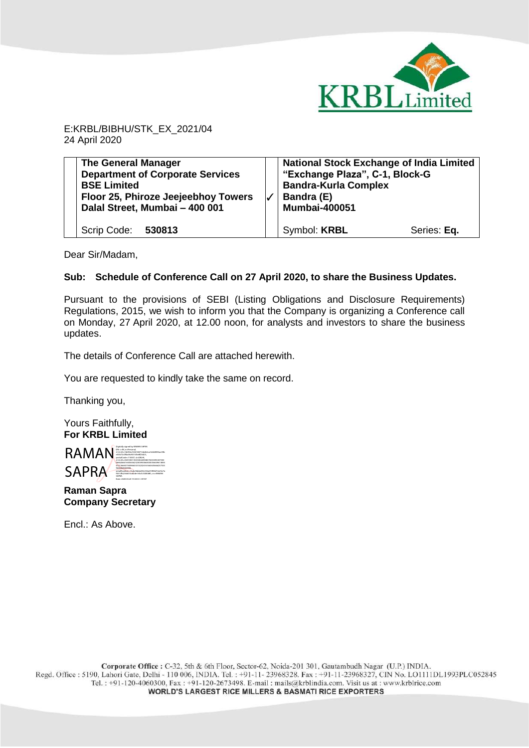E:KRBL/BIBHU/STK_EX_2021/04
24 April 2020

| The General Manager<br>Department of Corporate Services<br>BSE Limited<br>Floor 25, Phiroze Jeejeebhoy Towers<br>Dalal Street, Mumbai – 400 001 | ✓ | National Stock Exchange of India Limited<br>"Exchange Plaza", C-1, Block-G<br>Bandra-Kurla Complex<br>Bandra (E)<br>Mumbai-400051 | |
|---|---|---|---|
| Scrip Code: **530813** | | Symbol: **KRBL** | Series: **Eq.** |

Dear Sir/Madam,

**Sub: Schedule of Conference Call on 27 April 2020, to share the Business Updates.**

Pursuant to the provisions of SEBI (Listing Obligations and Disclosure Requirements) Regulations, 2015, we wish to inform you that the Company is organizing a Conference call on Monday, 27 April 2020, at 12.00 noon, for analysts and investors to share the business updates.

The details of Conference Call are attached herewith.

You are requested to kindly take the same on record.

Thanking you,

Yours Faithfully,
**For KRBL Limited**

RAMAN SAPRA

**Raman Sapra**
**Company Secretary**

Encl.: As Above.

Corporate Office : C-32, 5th & 6th Floor, Sector-62, Noida-201 301, Gautambudh Nagar (U.P.) INDIA.
Regd. Office : 5190, Lahori Gate, Delhi - 110 006, INDIA. Tel. : +91-11- 23968328. Fax : +91-11-23968327, CIN No. LO1111DL1993PLC052845
Tel. : +91-120-4060300, Fax : +91-120-2673498. E-mail : mails@krblindia.com. Visit us at : www.krblrice.com
**WORLD'S LARGEST RICE MILLERS & BASMATI RICE EXPORTERS**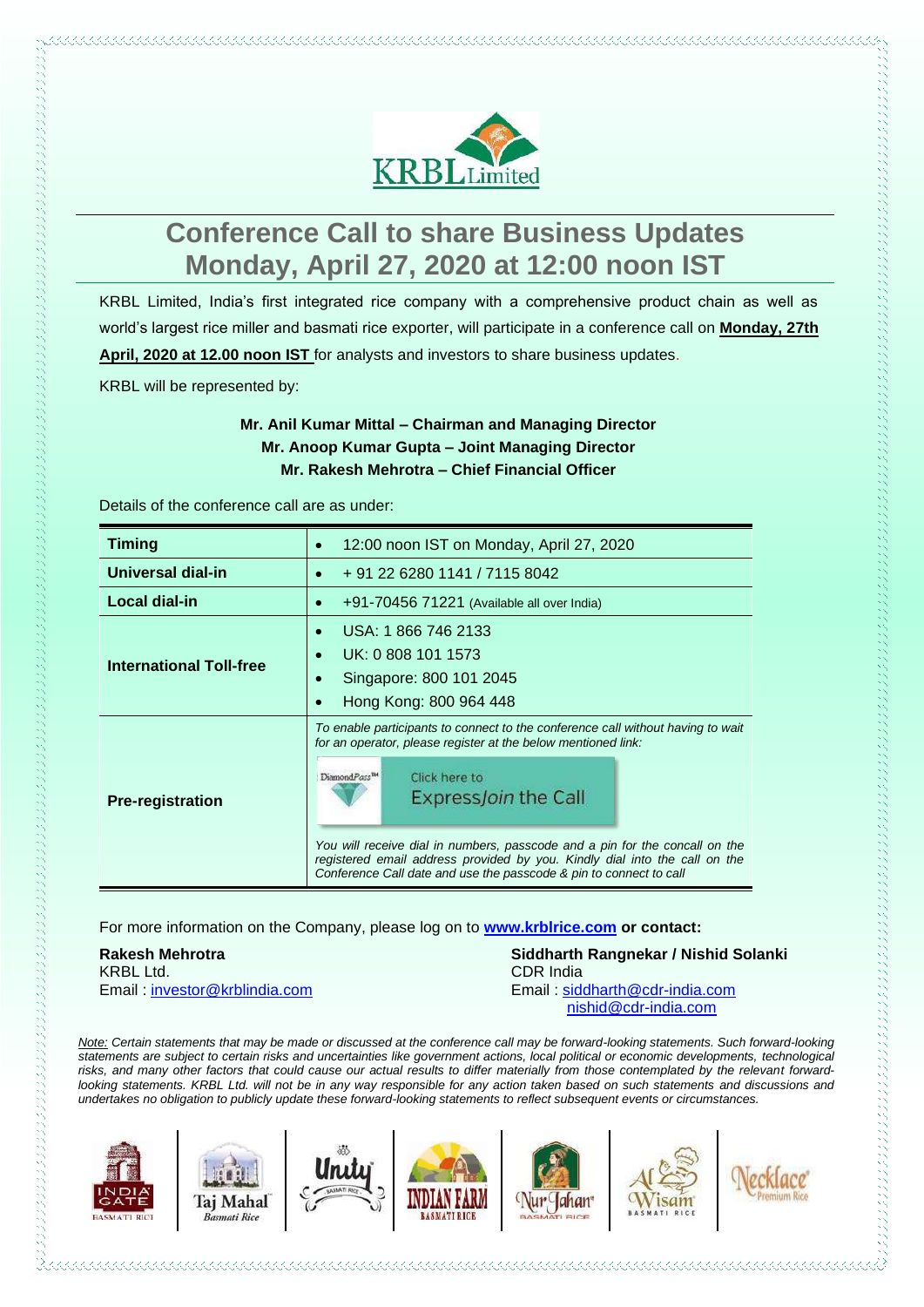# Conference Call to share Business Updates
# Monday, April 27, 2020 at 12:00 noon IST

KRBL Limited, India's first integrated rice company with a comprehensive product chain as well as world's largest rice miller and basmati rice exporter, will participate in a conference call on **Monday, 27th April, 2020 at 12.00 noon IST** for analysts and investors to share business updates.

KRBL will be represented by:

**Mr. Anil Kumar Mittal – Chairman and Managing Director**
**Mr. Anoop Kumar Gupta – Joint Managing Director**
**Mr. Rakesh Mehrotra – Chief Financial Officer**

Details of the conference call are as under:

| | |
|---|---|
| **Timing** | • 12:00 noon IST on Monday, April 27, 2020 |
| **Universal dial-in** | • + 91 22 6280 1141 / 7115 8042 |
| **Local dial-in** | • +91-70456 71221 (Available all over India) |
| **International Toll-free** | • USA: 1 866 746 2133<br>• UK: 0 808 101 1573<br>• Singapore: 800 101 2045<br>• Hong Kong: 800 964 448 |
| **Pre-registration** | *To enable participants to connect to the conference call without having to wait for an operator, please register at the below mentioned link:*<br>DiamondPass™ Click here to ExpressJoin the Call<br>*You will receive dial in numbers, passcode and a pin for the concall on the registered email address provided by you. Kindly dial into the call on the Conference Call date and use the passcode & pin to connect to call* |

For more information on the Company, please log on to **www.krblrice.com or contact:**

**Rakesh Mehrotra**
KRBL Ltd.
Email : investor@krblindia.com

**Siddharth Rangnekar / Nishid Solanki**
CDR India
Email : siddharth@cdr-india.com
nishid@cdr-india.com

*Note: Certain statements that may be made or discussed at the conference call may be forward-looking statements. Such forward-looking statements are subject to certain risks and uncertainties like government actions, local political or economic developments, technological risks, and many other factors that could cause our actual results to differ materially from those contemplated by the relevant forward-looking statements. KRBL Ltd. will not be in any way responsible for any action taken based on such statements and discussions and undertakes no obligation to publicly update these forward-looking statements to reflect subsequent events or circumstances.*